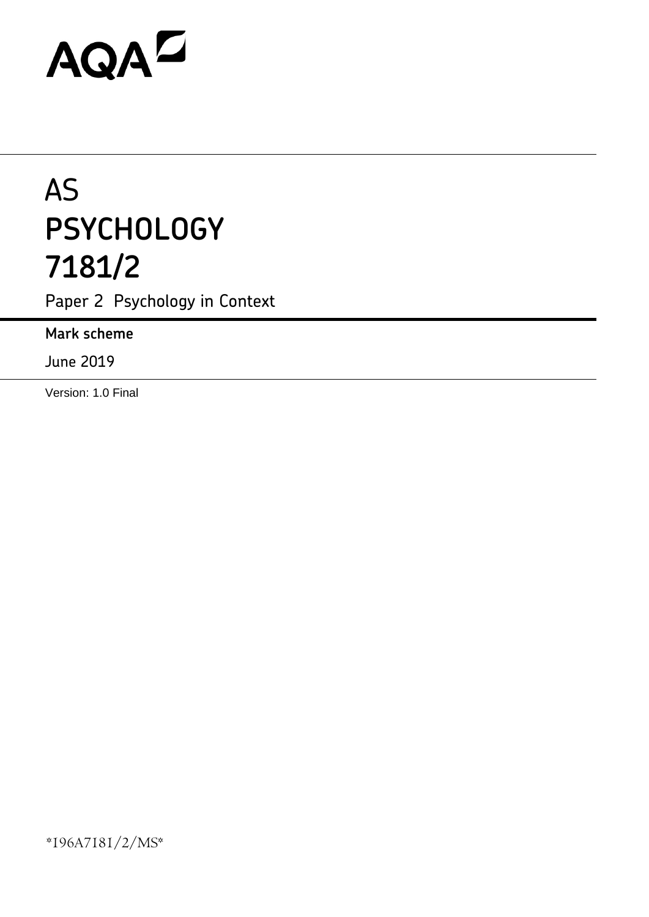AQA

# AS PSYCHOLOGY 7181/2

Paper 2 Psychology in Context

**Mark scheme**

June 2019

Version: 1.0 Final

*196A7181/2/MS*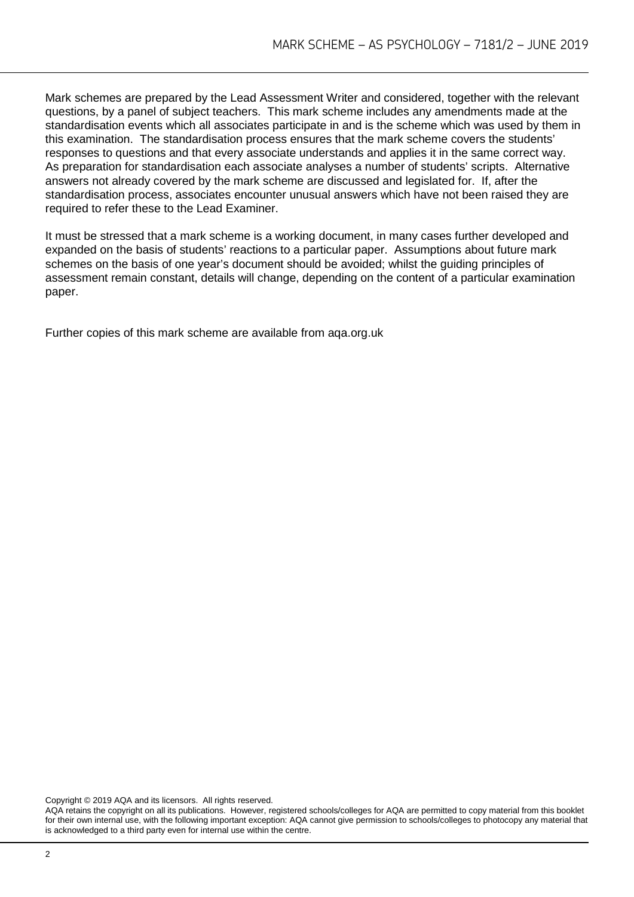Mark schemes are prepared by the Lead Assessment Writer and considered, together with the relevant questions, by a panel of subject teachers. This mark scheme includes any amendments made at the standardisation events which all associates participate in and is the scheme which was used by them in this examination. The standardisation process ensures that the mark scheme covers the students' responses to questions and that every associate understands and applies it in the same correct way. As preparation for standardisation each associate analyses a number of students' scripts. Alternative answers not already covered by the mark scheme are discussed and legislated for. If, after the standardisation process, associates encounter unusual answers which have not been raised they are required to refer these to the Lead Examiner.

It must be stressed that a mark scheme is a working document, in many cases further developed and expanded on the basis of students' reactions to a particular paper. Assumptions about future mark schemes on the basis of one year's document should be avoided; whilst the guiding principles of assessment remain constant, details will change, depending on the content of a particular examination paper.

Further copies of this mark scheme are available from aqa.org.uk

Copyright © 2019 AQA and its licensors. All rights reserved.
AQA retains the copyright on all its publications. However, registered schools/colleges for AQA are permitted to copy material from this booklet for their own internal use, with the following important exception: AQA cannot give permission to schools/colleges to photocopy any material that is acknowledged to a third party even for internal use within the centre.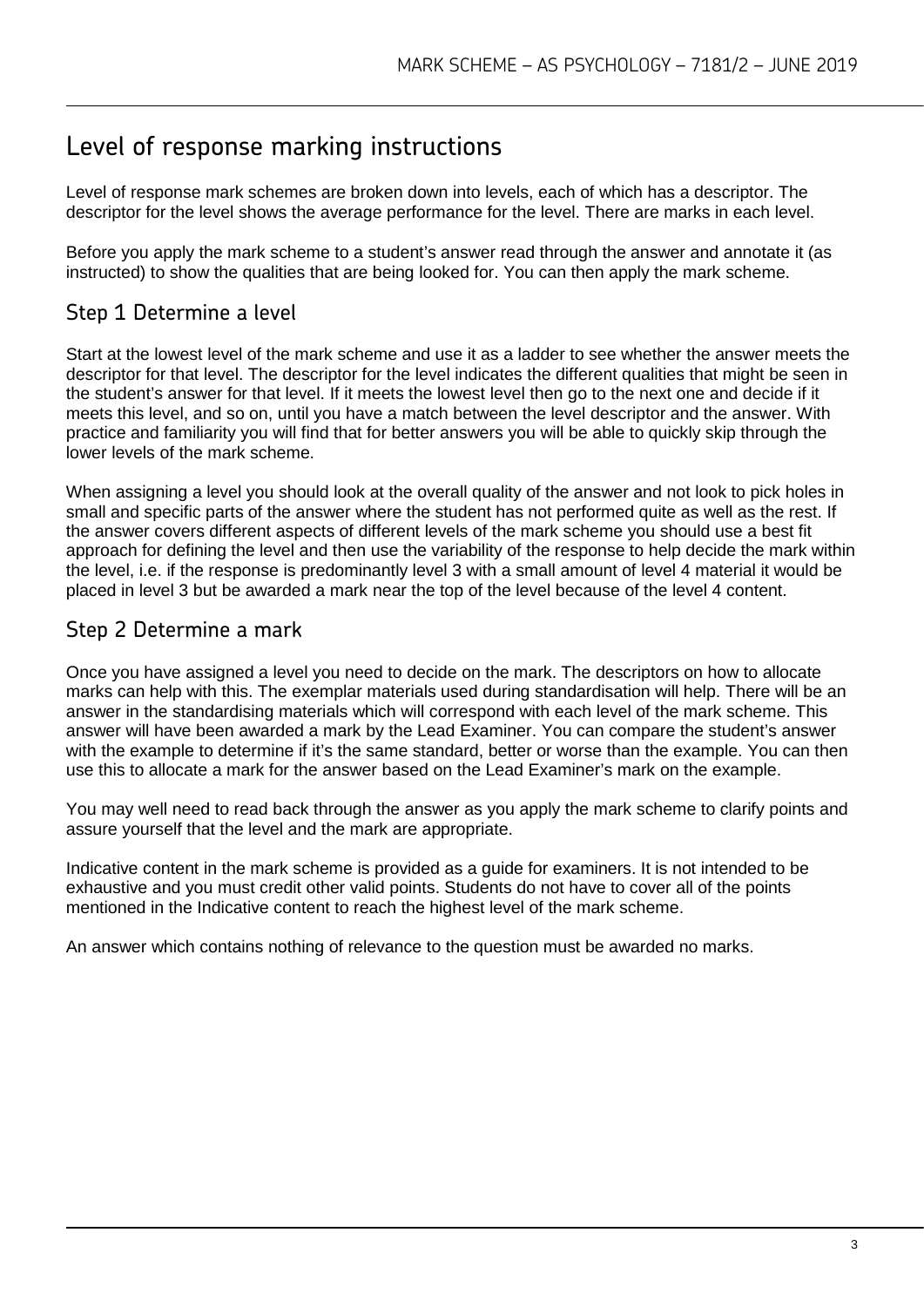# Level of response marking instructions

Level of response mark schemes are broken down into levels, each of which has a descriptor. The descriptor for the level shows the average performance for the level. There are marks in each level.

Before you apply the mark scheme to a student's answer read through the answer and annotate it (as instructed) to show the qualities that are being looked for. You can then apply the mark scheme.

## Step 1 Determine a level

Start at the lowest level of the mark scheme and use it as a ladder to see whether the answer meets the descriptor for that level. The descriptor for the level indicates the different qualities that might be seen in the student's answer for that level. If it meets the lowest level then go to the next one and decide if it meets this level, and so on, until you have a match between the level descriptor and the answer. With practice and familiarity you will find that for better answers you will be able to quickly skip through the lower levels of the mark scheme.

When assigning a level you should look at the overall quality of the answer and not look to pick holes in small and specific parts of the answer where the student has not performed quite as well as the rest. If the answer covers different aspects of different levels of the mark scheme you should use a best fit approach for defining the level and then use the variability of the response to help decide the mark within the level, i.e. if the response is predominantly level 3 with a small amount of level 4 material it would be placed in level 3 but be awarded a mark near the top of the level because of the level 4 content.

## Step 2 Determine a mark

Once you have assigned a level you need to decide on the mark. The descriptors on how to allocate marks can help with this. The exemplar materials used during standardisation will help. There will be an answer in the standardising materials which will correspond with each level of the mark scheme. This answer will have been awarded a mark by the Lead Examiner. You can compare the student's answer with the example to determine if it's the same standard, better or worse than the example. You can then use this to allocate a mark for the answer based on the Lead Examiner's mark on the example.

You may well need to read back through the answer as you apply the mark scheme to clarify points and assure yourself that the level and the mark are appropriate.

Indicative content in the mark scheme is provided as a guide for examiners. It is not intended to be exhaustive and you must credit other valid points. Students do not have to cover all of the points mentioned in the Indicative content to reach the highest level of the mark scheme.

An answer which contains nothing of relevance to the question must be awarded no marks.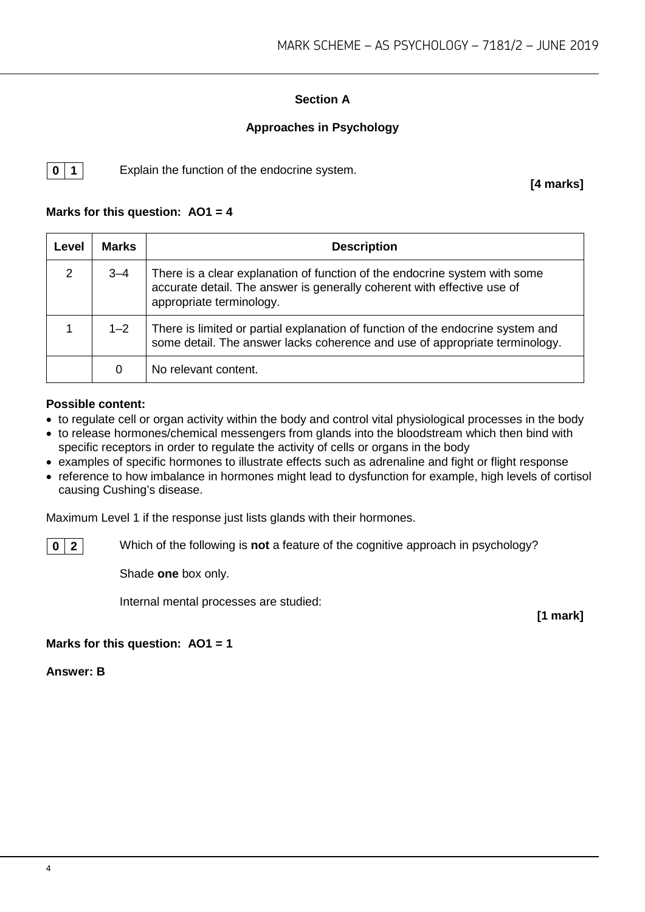## Section A

### Approaches in Psychology

**0 1** Explain the function of the endocrine system.

**[4 marks]**

**Marks for this question: AO1 = 4**

| Level | Marks | Description |
|---|---|---|
| 2 | 3–4 | There is a clear explanation of function of the endocrine system with some accurate detail. The answer is generally coherent with effective use of appropriate terminology. |
| 1 | 1–2 | There is limited or partial explanation of function of the endocrine system and some detail. The answer lacks coherence and use of appropriate terminology. |
| | 0 | No relevant content. |

**Possible content:**

- to regulate cell or organ activity within the body and control vital physiological processes in the body
- to release hormones/chemical messengers from glands into the bloodstream which then bind with specific receptors in order to regulate the activity of cells or organs in the body
- examples of specific hormones to illustrate effects such as adrenaline and fight or flight response
- reference to how imbalance in hormones might lead to dysfunction for example, high levels of cortisol causing Cushing's disease.

Maximum Level 1 if the response just lists glands with their hormones.

**0 2** Which of the following is **not** a feature of the cognitive approach in psychology?

Shade **one** box only.

Internal mental processes are studied:

**[1 mark]**

**Marks for this question: AO1 = 1**

**Answer: B**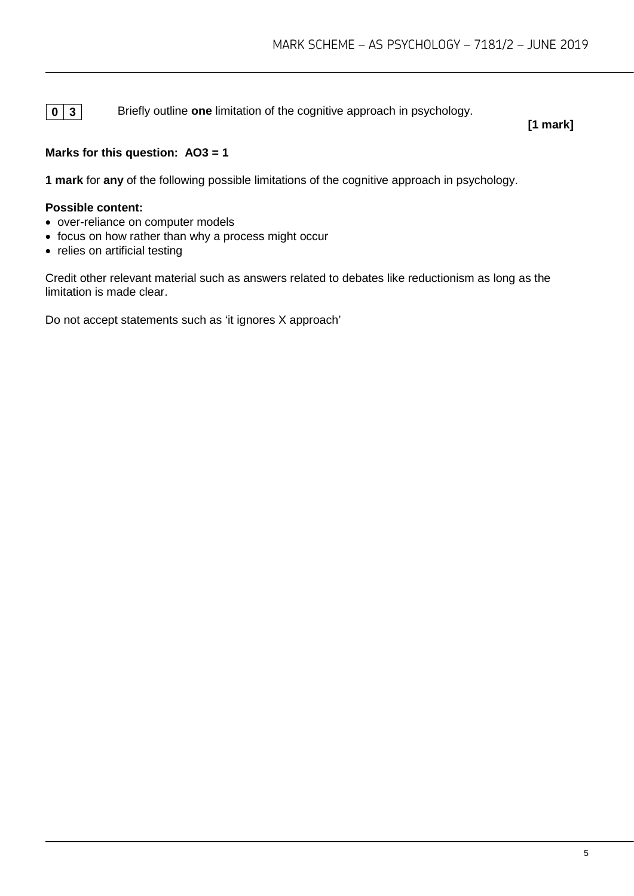**0 3** Briefly outline **one** limitation of the cognitive approach in psychology.

**[1 mark]**

**Marks for this question: AO3 = 1**

**1 mark** for **any** of the following possible limitations of the cognitive approach in psychology.

**Possible content:**

- over-reliance on computer models
- focus on how rather than why a process might occur
- relies on artificial testing

Credit other relevant material such as answers related to debates like reductionism as long as the limitation is made clear.

Do not accept statements such as 'it ignores X approach'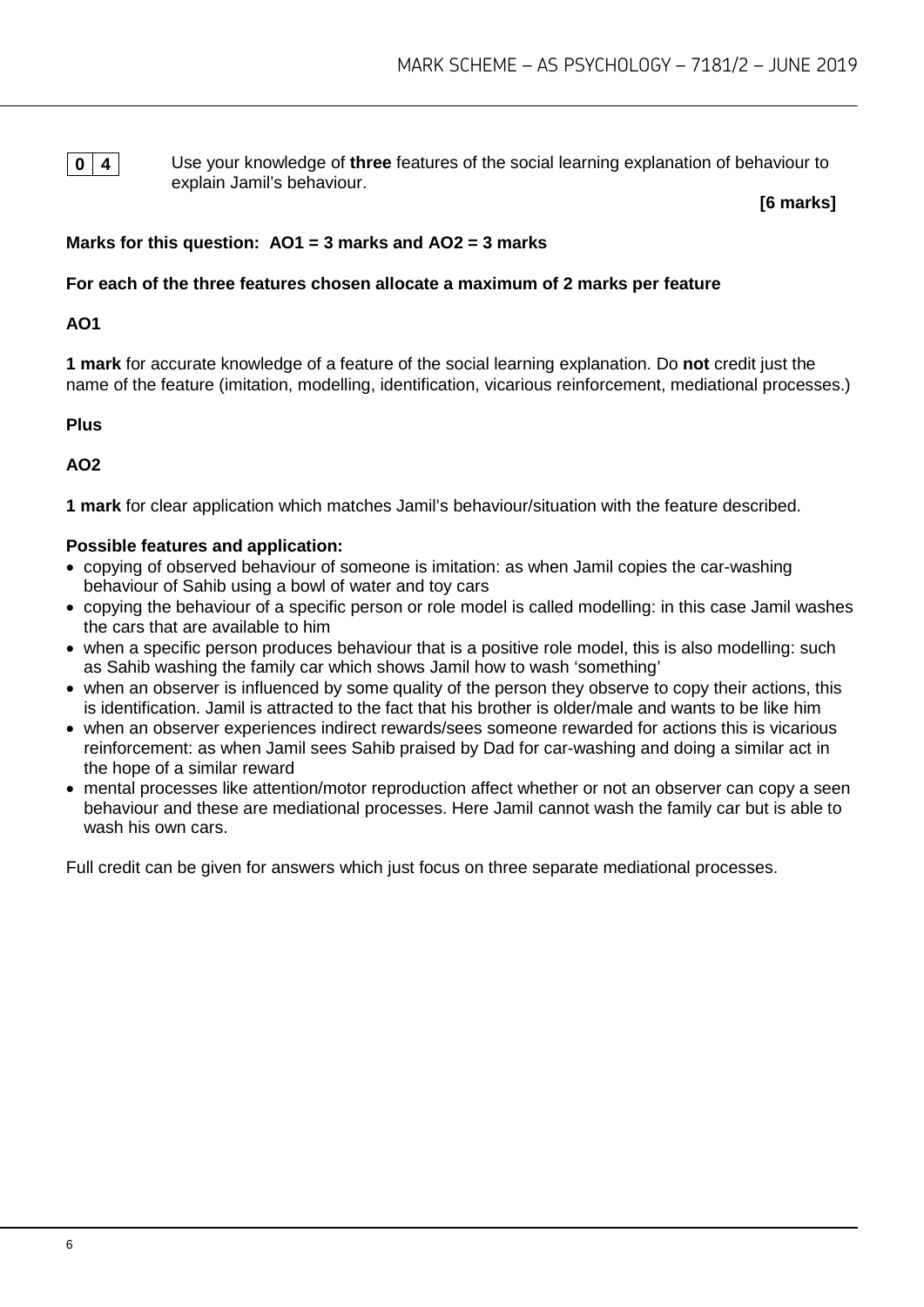**0 4** Use your knowledge of **three** features of the social learning explanation of behaviour to explain Jamil's behaviour.

**[6 marks]**

**Marks for this question: AO1 = 3 marks and AO2 = 3 marks**

**For each of the three features chosen allocate a maximum of 2 marks per feature**

**AO1**

**1 mark** for accurate knowledge of a feature of the social learning explanation. Do **not** credit just the name of the feature (imitation, modelling, identification, vicarious reinforcement, mediational processes.)

**Plus**

**AO2**

**1 mark** for clear application which matches Jamil's behaviour/situation with the feature described.

**Possible features and application:**

- copying of observed behaviour of someone is imitation: as when Jamil copies the car-washing behaviour of Sahib using a bowl of water and toy cars
- copying the behaviour of a specific person or role model is called modelling: in this case Jamil washes the cars that are available to him
- when a specific person produces behaviour that is a positive role model, this is also modelling: such as Sahib washing the family car which shows Jamil how to wash 'something'
- when an observer is influenced by some quality of the person they observe to copy their actions, this is identification. Jamil is attracted to the fact that his brother is older/male and wants to be like him
- when an observer experiences indirect rewards/sees someone rewarded for actions this is vicarious reinforcement: as when Jamil sees Sahib praised by Dad for car-washing and doing a similar act in the hope of a similar reward
- mental processes like attention/motor reproduction affect whether or not an observer can copy a seen behaviour and these are mediational processes. Here Jamil cannot wash the family car but is able to wash his own cars.

Full credit can be given for answers which just focus on three separate mediational processes.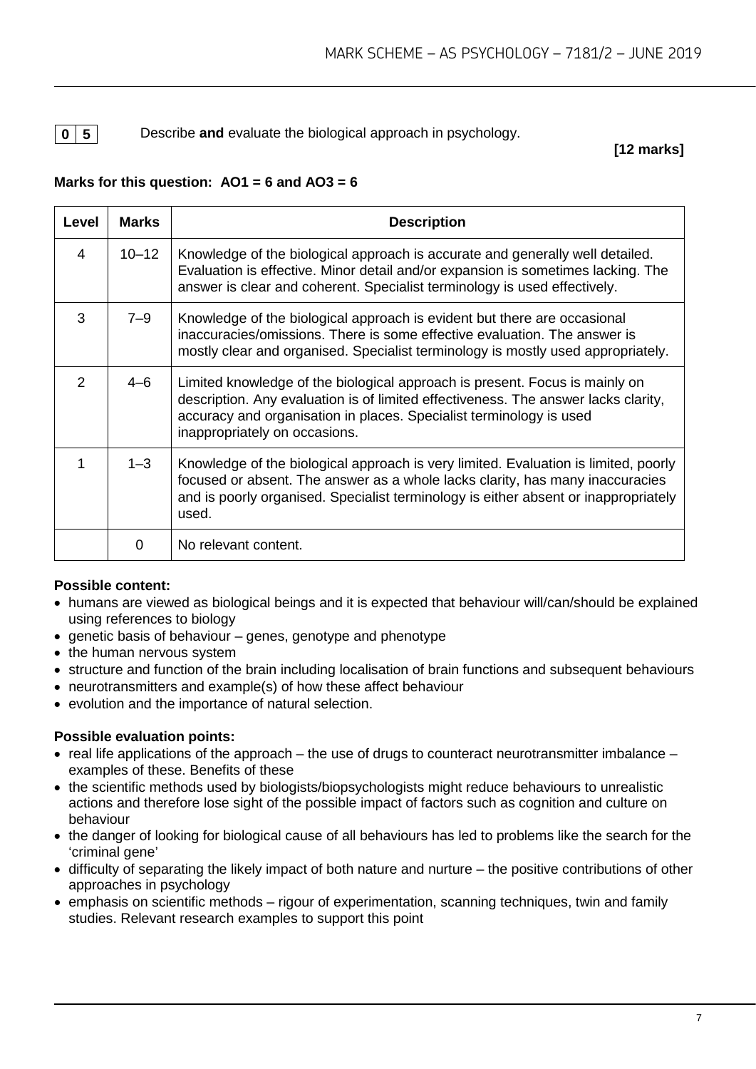**0 5** Describe **and** evaluate the biological approach in psychology.

**[12 marks]**

**Marks for this question: AO1 = 6 and AO3 = 6**

| Level | Marks | Description |
|---|---|---|
| 4 | 10–12 | Knowledge of the biological approach is accurate and generally well detailed. Evaluation is effective. Minor detail and/or expansion is sometimes lacking. The answer is clear and coherent. Specialist terminology is used effectively. |
| 3 | 7–9 | Knowledge of the biological approach is evident but there are occasional inaccuracies/omissions. There is some effective evaluation. The answer is mostly clear and organised. Specialist terminology is mostly used appropriately. |
| 2 | 4–6 | Limited knowledge of the biological approach is present. Focus is mainly on description. Any evaluation is of limited effectiveness. The answer lacks clarity, accuracy and organisation in places. Specialist terminology is used inappropriately on occasions. |
| 1 | 1–3 | Knowledge of the biological approach is very limited. Evaluation is limited, poorly focused or absent. The answer as a whole lacks clarity, has many inaccuracies and is poorly organised. Specialist terminology is either absent or inappropriately used. |
| | 0 | No relevant content. |

**Possible content:**

- humans are viewed as biological beings and it is expected that behaviour will/can/should be explained using references to biology
- genetic basis of behaviour – genes, genotype and phenotype
- the human nervous system
- structure and function of the brain including localisation of brain functions and subsequent behaviours
- neurotransmitters and example(s) of how these affect behaviour
- evolution and the importance of natural selection.

**Possible evaluation points:**

- real life applications of the approach – the use of drugs to counteract neurotransmitter imbalance – examples of these. Benefits of these
- the scientific methods used by biologists/biopsychologists might reduce behaviours to unrealistic actions and therefore lose sight of the possible impact of factors such as cognition and culture on behaviour
- the danger of looking for biological cause of all behaviours has led to problems like the search for the 'criminal gene'
- difficulty of separating the likely impact of both nature and nurture – the positive contributions of other approaches in psychology
- emphasis on scientific methods – rigour of experimentation, scanning techniques, twin and family studies. Relevant research examples to support this point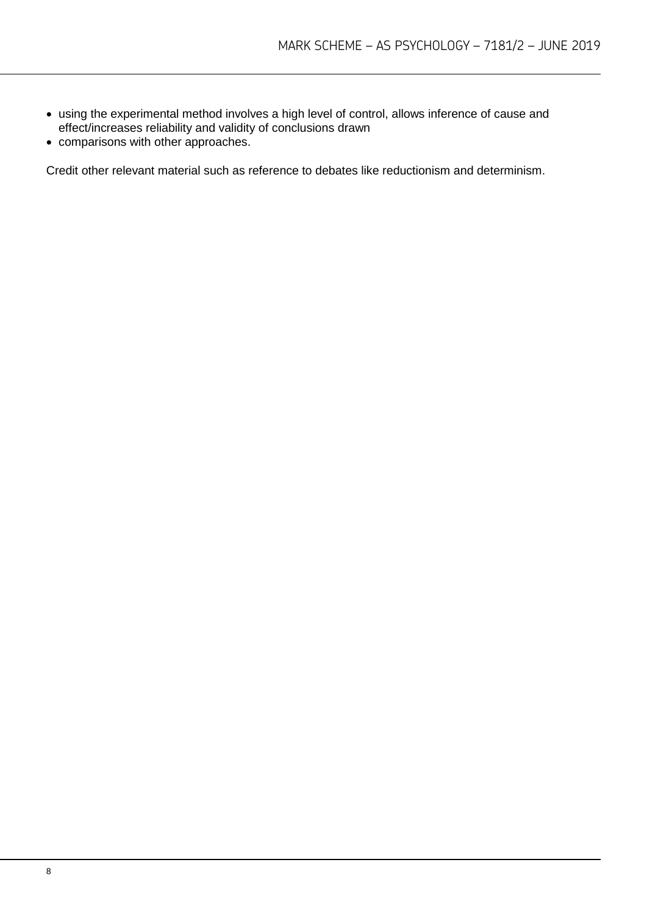- using the experimental method involves a high level of control, allows inference of cause and effect/increases reliability and validity of conclusions drawn
- comparisons with other approaches.

Credit other relevant material such as reference to debates like reductionism and determinism.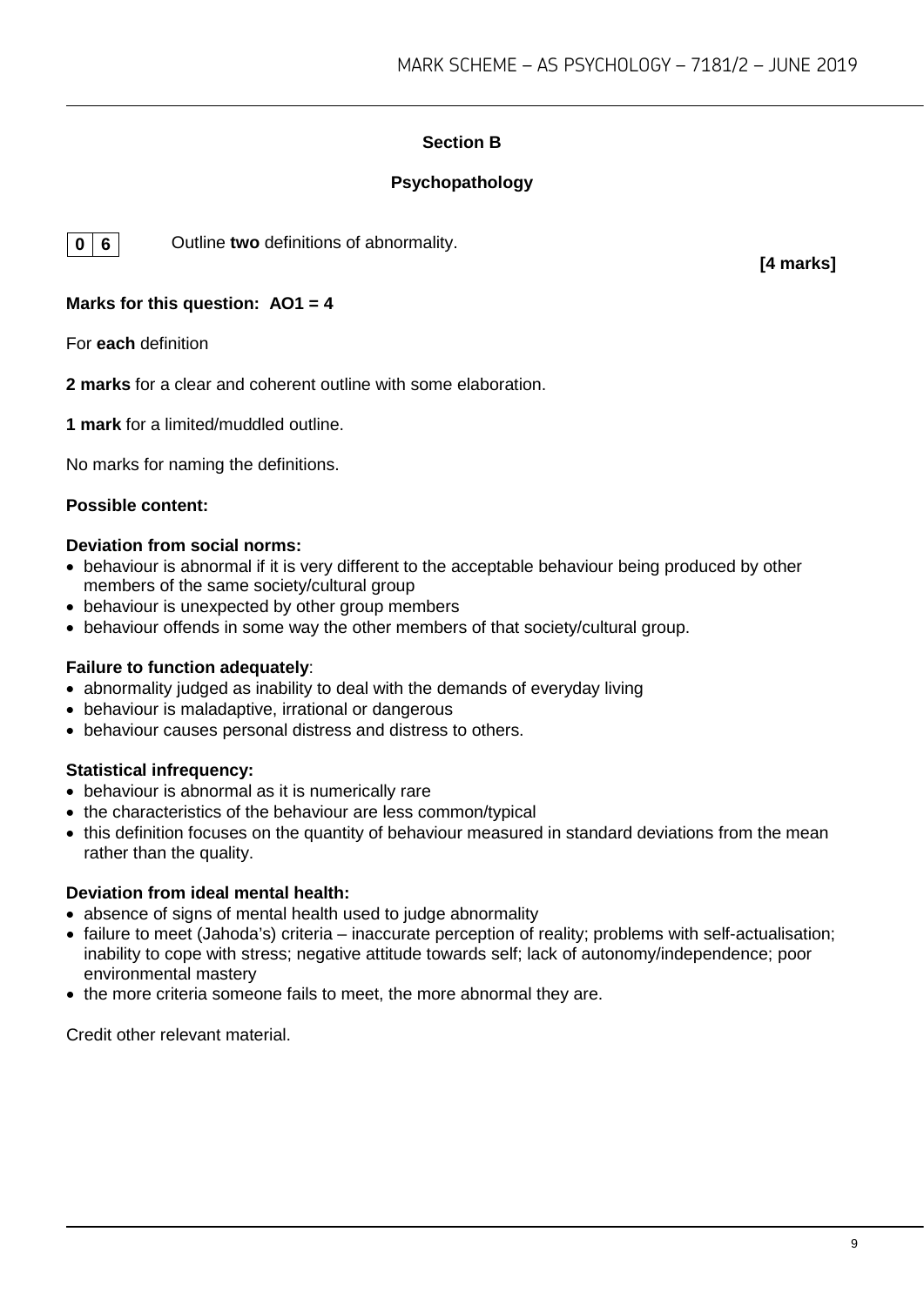## Section B

### Psychopathology

**0 6** Outline **two** definitions of abnormality.

**[4 marks]**

**Marks for this question: AO1 = 4**

For **each** definition

**2 marks** for a clear and coherent outline with some elaboration.

**1 mark** for a limited/muddled outline.

No marks for naming the definitions.

**Possible content:**

**Deviation from social norms:**

- behaviour is abnormal if it is very different to the acceptable behaviour being produced by other members of the same society/cultural group
- behaviour is unexpected by other group members
- behaviour offends in some way the other members of that society/cultural group.

**Failure to function adequately**:

- abnormality judged as inability to deal with the demands of everyday living
- behaviour is maladaptive, irrational or dangerous
- behaviour causes personal distress and distress to others.

**Statistical infrequency:**

- behaviour is abnormal as it is numerically rare
- the characteristics of the behaviour are less common/typical
- this definition focuses on the quantity of behaviour measured in standard deviations from the mean rather than the quality.

**Deviation from ideal mental health:**

- absence of signs of mental health used to judge abnormality
- failure to meet (Jahoda's) criteria – inaccurate perception of reality; problems with self-actualisation; inability to cope with stress; negative attitude towards self; lack of autonomy/independence; poor environmental mastery
- the more criteria someone fails to meet, the more abnormal they are.

Credit other relevant material.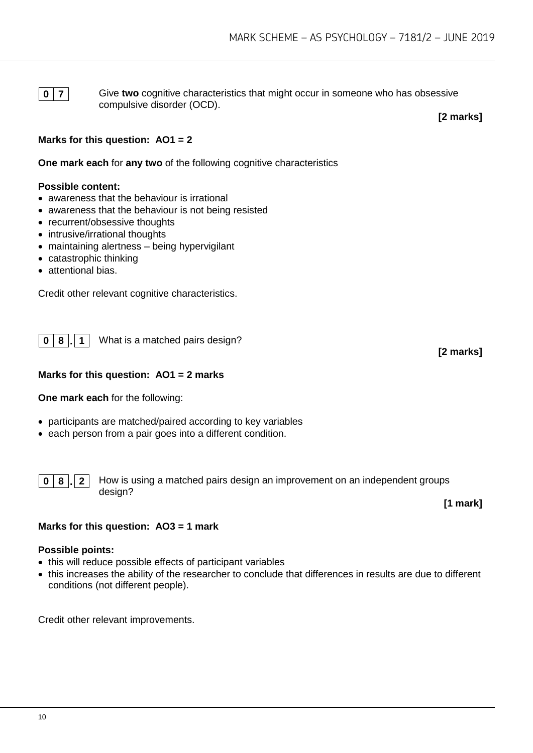**0 7** Give **two** cognitive characteristics that might occur in someone who has obsessive compulsive disorder (OCD).

**[2 marks]**

**Marks for this question: AO1 = 2**

**One mark each** for **any two** of the following cognitive characteristics

**Possible content:**

- awareness that the behaviour is irrational
- awareness that the behaviour is not being resisted
- recurrent/obsessive thoughts
- intrusive/irrational thoughts
- maintaining alertness – being hypervigilant
- catastrophic thinking
- attentional bias.

Credit other relevant cognitive characteristics.

**0 8 . 1** What is a matched pairs design?

**[2 marks]**

**Marks for this question: AO1 = 2 marks**

**One mark each** for the following:

- participants are matched/paired according to key variables
- each person from a pair goes into a different condition.

**0 8 . 2** How is using a matched pairs design an improvement on an independent groups design?

**[1 mark]**

**Marks for this question: AO3 = 1 mark**

**Possible points:**

- this will reduce possible effects of participant variables
- this increases the ability of the researcher to conclude that differences in results are due to different conditions (not different people).

Credit other relevant improvements.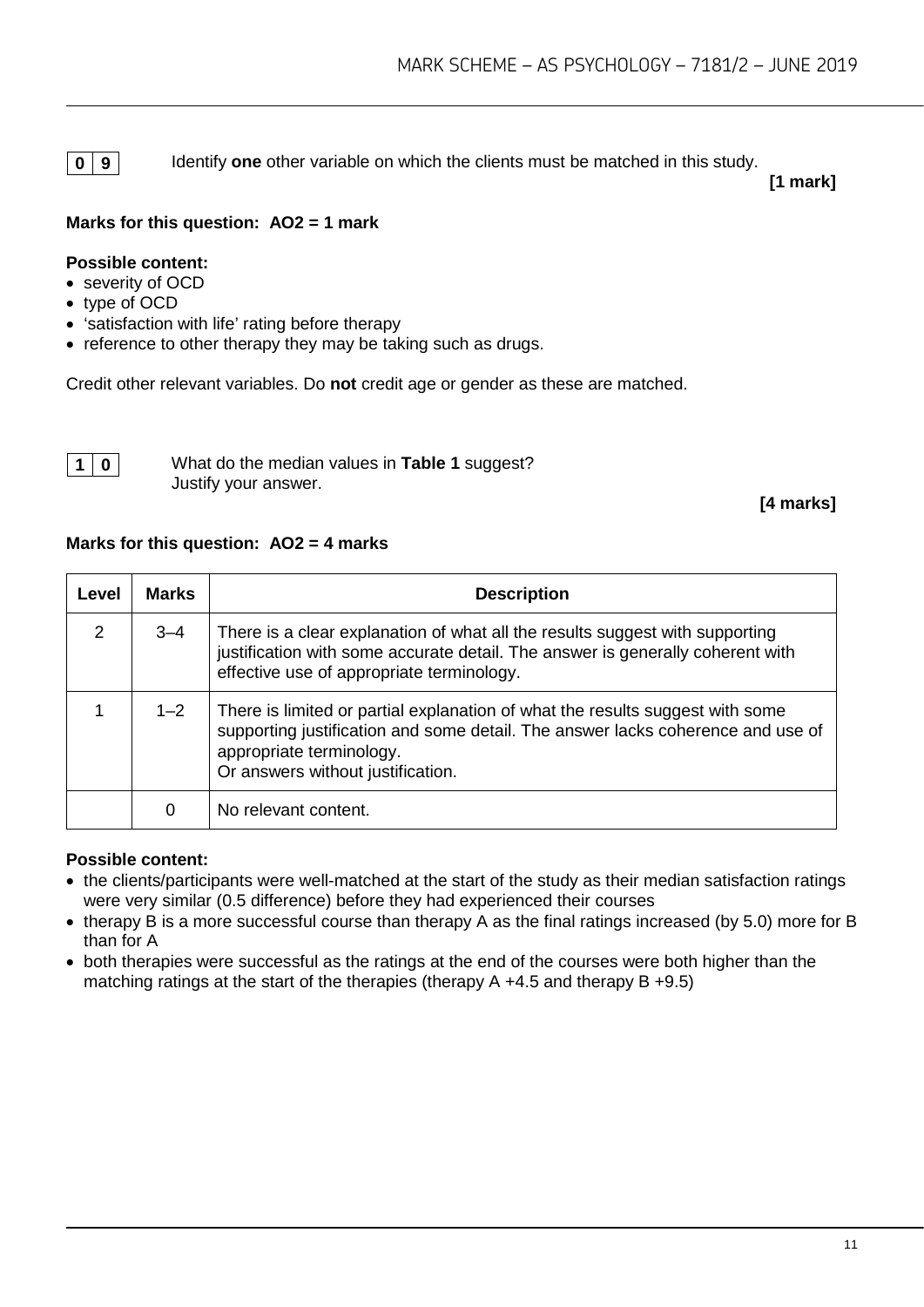**0 9** Identify **one** other variable on which the clients must be matched in this study.

**[1 mark]**

**Marks for this question: AO2 = 1 mark**

**Possible content:**

- severity of OCD
- type of OCD
- 'satisfaction with life' rating before therapy
- reference to other therapy they may be taking such as drugs.

Credit other relevant variables. Do **not** credit age or gender as these are matched.

**1 0** What do the median values in **Table 1** suggest?
Justify your answer.

**[4 marks]**

**Marks for this question: AO2 = 4 marks**

| Level | Marks | Description |
|---|---|---|
| 2 | 3–4 | There is a clear explanation of what all the results suggest with supporting justification with some accurate detail. The answer is generally coherent with effective use of appropriate terminology. |
| 1 | 1–2 | There is limited or partial explanation of what the results suggest with some supporting justification and some detail. The answer lacks coherence and use of appropriate terminology.<br>Or answers without justification. |
| | 0 | No relevant content. |

**Possible content:**

- the clients/participants were well-matched at the start of the study as their median satisfaction ratings were very similar (0.5 difference) before they had experienced their courses
- therapy B is a more successful course than therapy A as the final ratings increased (by 5.0) more for B than for A
- both therapies were successful as the ratings at the end of the courses were both higher than the matching ratings at the start of the therapies (therapy A +4.5 and therapy B +9.5)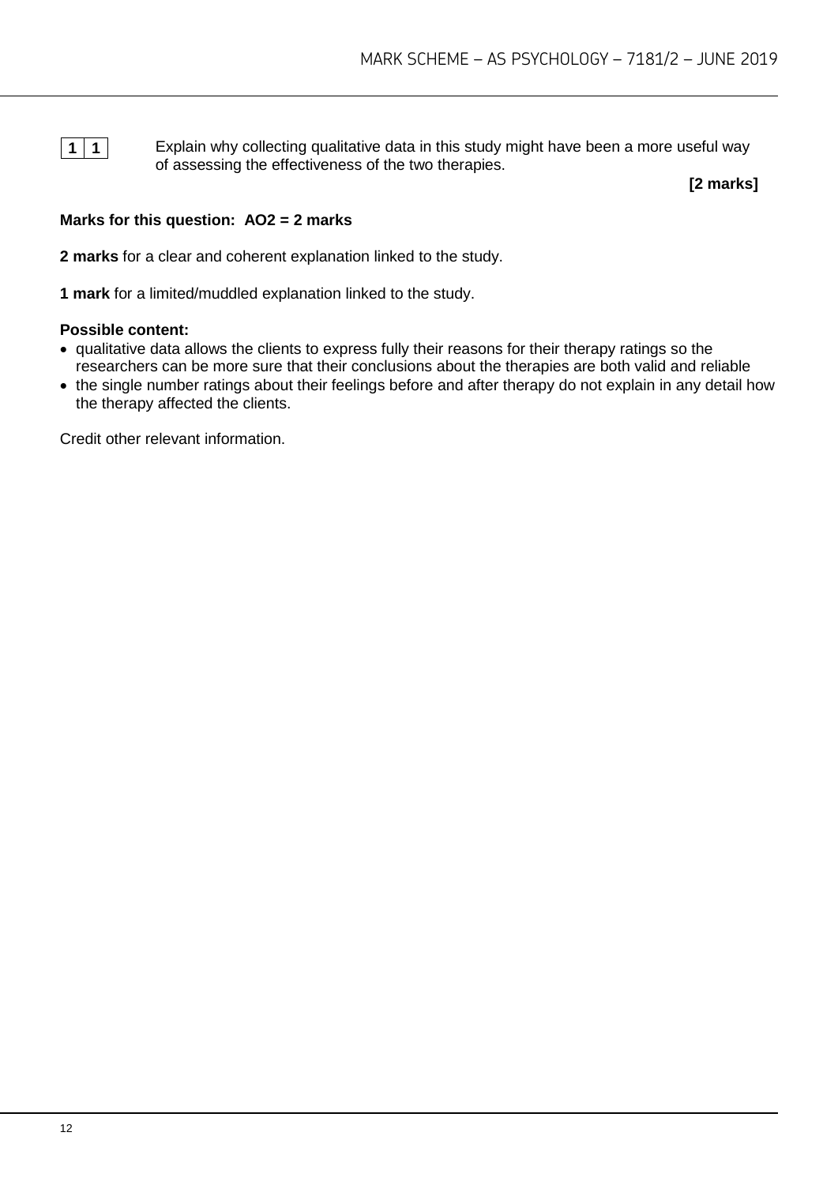**1 1** Explain why collecting qualitative data in this study might have been a more useful way of assessing the effectiveness of the two therapies.

**[2 marks]**

**Marks for this question: AO2 = 2 marks**

**2 marks** for a clear and coherent explanation linked to the study.

**1 mark** for a limited/muddled explanation linked to the study.

**Possible content:**

- qualitative data allows the clients to express fully their reasons for their therapy ratings so the researchers can be more sure that their conclusions about the therapies are both valid and reliable
- the single number ratings about their feelings before and after therapy do not explain in any detail how the therapy affected the clients.

Credit other relevant information.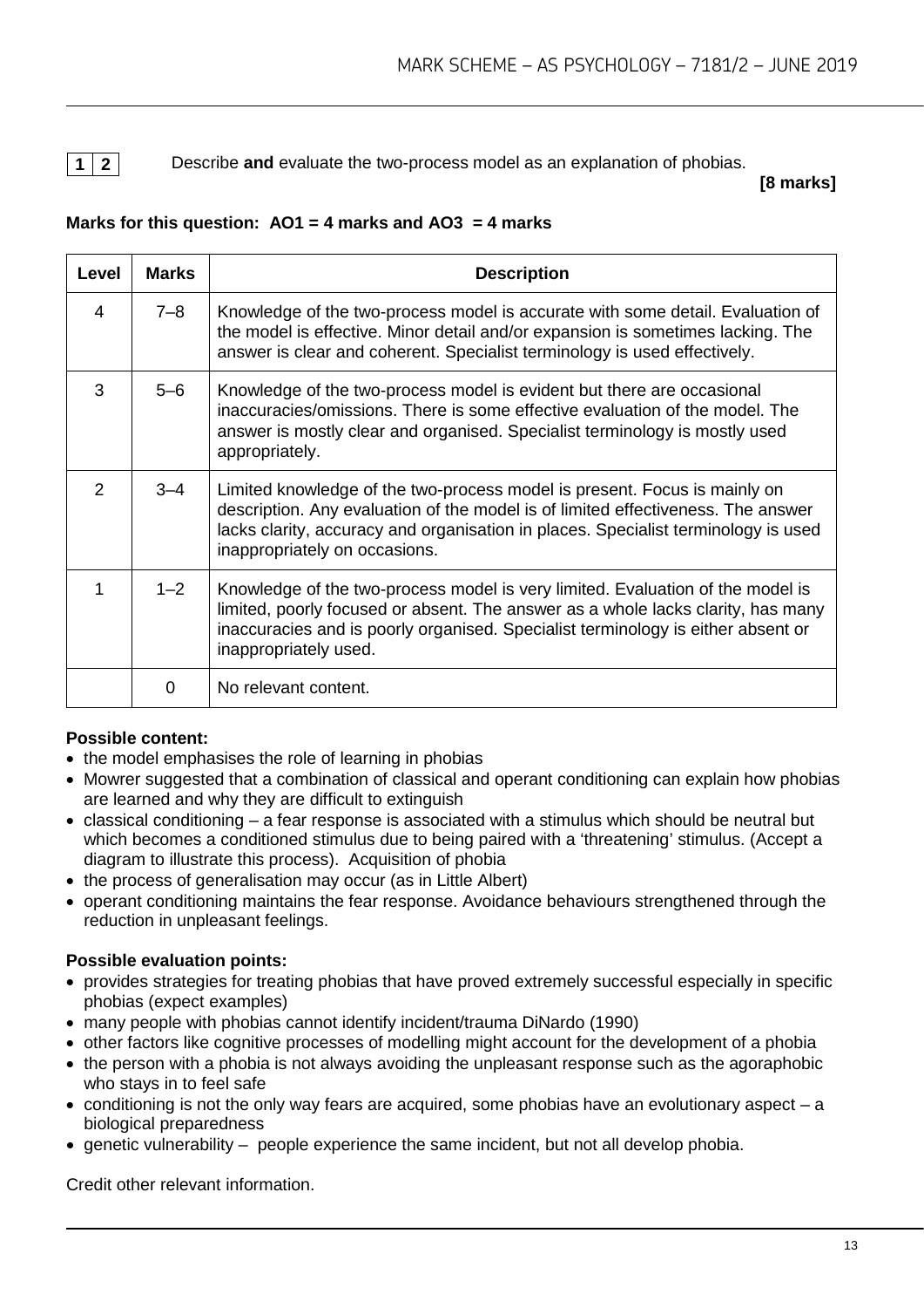**1 2** Describe **and** evaluate the two-process model as an explanation of phobias.

**[8 marks]**

**Marks for this question: AO1 = 4 marks and AO3 = 4 marks**

| Level | Marks | Description |
| --- | --- | --- |
| 4 | 7–8 | Knowledge of the two-process model is accurate with some detail. Evaluation of the model is effective. Minor detail and/or expansion is sometimes lacking. The answer is clear and coherent. Specialist terminology is used effectively. |
| 3 | 5–6 | Knowledge of the two-process model is evident but there are occasional inaccuracies/omissions. There is some effective evaluation of the model. The answer is mostly clear and organised. Specialist terminology is mostly used appropriately. |
| 2 | 3–4 | Limited knowledge of the two-process model is present. Focus is mainly on description. Any evaluation of the model is of limited effectiveness. The answer lacks clarity, accuracy and organisation in places. Specialist terminology is used inappropriately on occasions. |
| 1 | 1–2 | Knowledge of the two-process model is very limited. Evaluation of the model is limited, poorly focused or absent. The answer as a whole lacks clarity, has many inaccuracies and is poorly organised. Specialist terminology is either absent or inappropriately used. |
| | 0 | No relevant content. |

**Possible content:**

- the model emphasises the role of learning in phobias
- Mowrer suggested that a combination of classical and operant conditioning can explain how phobias are learned and why they are difficult to extinguish
- classical conditioning – a fear response is associated with a stimulus which should be neutral but which becomes a conditioned stimulus due to being paired with a 'threatening' stimulus. (Accept a diagram to illustrate this process). Acquisition of phobia
- the process of generalisation may occur (as in Little Albert)
- operant conditioning maintains the fear response. Avoidance behaviours strengthened through the reduction in unpleasant feelings.

**Possible evaluation points:**

- provides strategies for treating phobias that have proved extremely successful especially in specific phobias (expect examples)
- many people with phobias cannot identify incident/trauma DiNardo (1990)
- other factors like cognitive processes of modelling might account for the development of a phobia
- the person with a phobia is not always avoiding the unpleasant response such as the agoraphobic who stays in to feel safe
- conditioning is not the only way fears are acquired, some phobias have an evolutionary aspect – a biological preparedness
- genetic vulnerability – people experience the same incident, but not all develop phobia.

Credit other relevant information.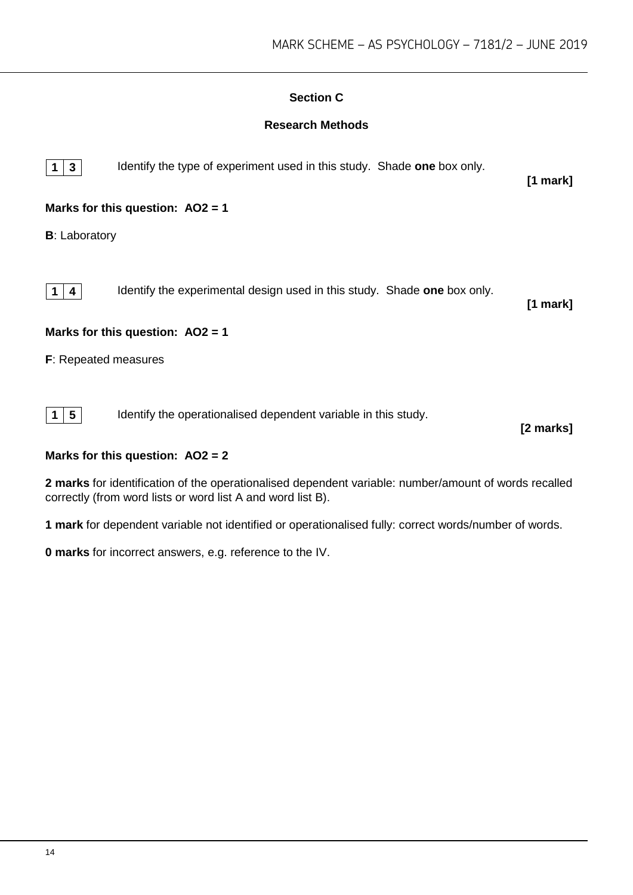## Section C

### Research Methods

**1 3** Identify the type of experiment used in this study. Shade **one** box only. **[1 mark]**

**Marks for this question: AO2 = 1**

**B**: Laboratory

**1 4** Identify the experimental design used in this study. Shade **one** box only. **[1 mark]**

**Marks for this question: AO2 = 1**

**F**: Repeated measures

**1 5** Identify the operationalised dependent variable in this study. **[2 marks]**

**Marks for this question: AO2 = 2**

**2 marks** for identification of the operationalised dependent variable: number/amount of words recalled correctly (from word lists or word list A and word list B).

**1 mark** for dependent variable not identified or operationalised fully: correct words/number of words.

**0 marks** for incorrect answers, e.g. reference to the IV.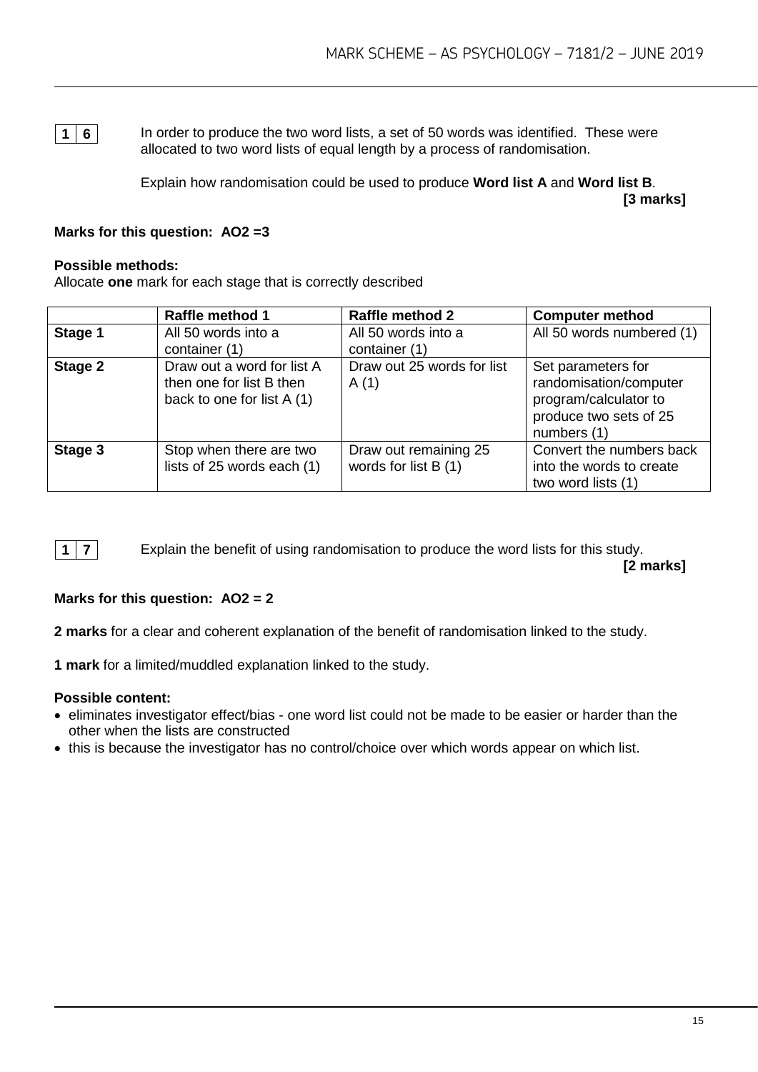**1 6** In order to produce the two word lists, a set of 50 words was identified. These were allocated to two word lists of equal length by a process of randomisation.

Explain how randomisation could be used to produce **Word list A** and **Word list B**.

**[3 marks]**

**Marks for this question: AO2 =3**

**Possible methods:**

Allocate **one** mark for each stage that is correctly described

| | Raffle method 1 | Raffle method 2 | Computer method |
|---|---|---|---|
| **Stage 1** | All 50 words into a container (1) | All 50 words into a container (1) | All 50 words numbered (1) |
| **Stage 2** | Draw out a word for list A then one for list B then back to one for list A (1) | Draw out 25 words for list A (1) | Set parameters for randomisation/computer program/calculator to produce two sets of 25 numbers (1) |
| **Stage 3** | Stop when there are two lists of 25 words each (1) | Draw out remaining 25 words for list B (1) | Convert the numbers back into the words to create two word lists (1) |

**1 7** Explain the benefit of using randomisation to produce the word lists for this study.

**[2 marks]**

**Marks for this question: AO2 = 2**

**2 marks** for a clear and coherent explanation of the benefit of randomisation linked to the study.

**1 mark** for a limited/muddled explanation linked to the study.

**Possible content:**

- eliminates investigator effect/bias - one word list could not be made to be easier or harder than the other when the lists are constructed
- this is because the investigator has no control/choice over which words appear on which list.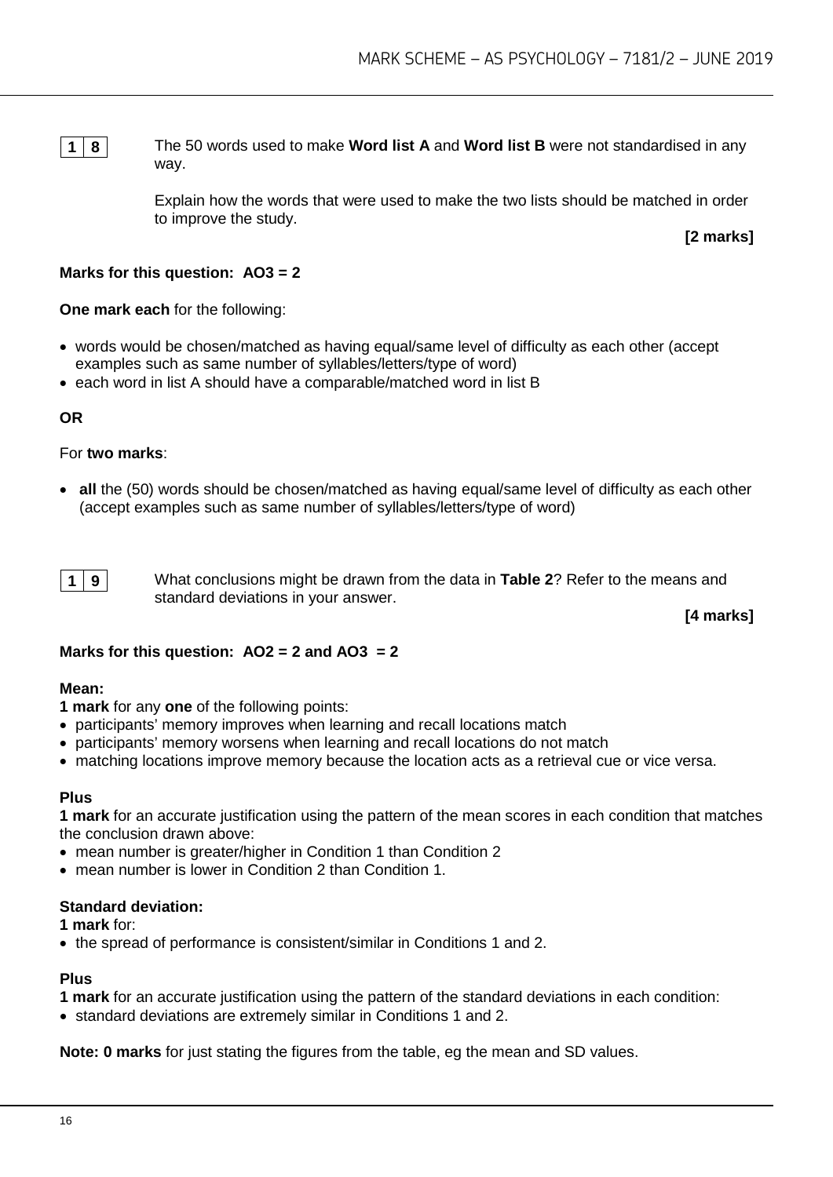**1 8** The 50 words used to make **Word list A** and **Word list B** were not standardised in any way.

Explain how the words that were used to make the two lists should be matched in order to improve the study.

**[2 marks]**

**Marks for this question: AO3 = 2**

**One mark each** for the following:

- words would be chosen/matched as having equal/same level of difficulty as each other (accept examples such as same number of syllables/letters/type of word)
- each word in list A should have a comparable/matched word in list B

**OR**

For **two marks**:

- **all** the (50) words should be chosen/matched as having equal/same level of difficulty as each other (accept examples such as same number of syllables/letters/type of word)

**1 9** What conclusions might be drawn from the data in **Table 2**? Refer to the means and standard deviations in your answer.

**[4 marks]**

**Marks for this question: AO2 = 2 and AO3 = 2**

**Mean:**

**1 mark** for any **one** of the following points:

- participants' memory improves when learning and recall locations match
- participants' memory worsens when learning and recall locations do not match
- matching locations improve memory because the location acts as a retrieval cue or vice versa.

**Plus**

**1 mark** for an accurate justification using the pattern of the mean scores in each condition that matches the conclusion drawn above:

- mean number is greater/higher in Condition 1 than Condition 2
- mean number is lower in Condition 2 than Condition 1.

**Standard deviation:**

**1 mark** for:

- the spread of performance is consistent/similar in Conditions 1 and 2.

**Plus**

**1 mark** for an accurate justification using the pattern of the standard deviations in each condition:

- standard deviations are extremely similar in Conditions 1 and 2.

**Note: 0 marks** for just stating the figures from the table, eg the mean and SD values.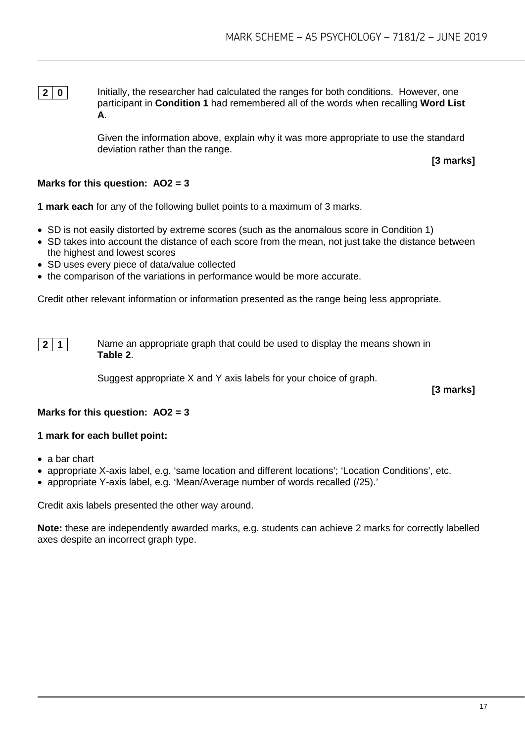**2 0** Initially, the researcher had calculated the ranges for both conditions. However, one participant in **Condition 1** had remembered all of the words when recalling **Word List A**.

Given the information above, explain why it was more appropriate to use the standard deviation rather than the range.

**[3 marks]**

**Marks for this question: AO2 = 3**

**1 mark each** for any of the following bullet points to a maximum of 3 marks.

- SD is not easily distorted by extreme scores (such as the anomalous score in Condition 1)
- SD takes into account the distance of each score from the mean, not just take the distance between the highest and lowest scores
- SD uses every piece of data/value collected
- the comparison of the variations in performance would be more accurate.

Credit other relevant information or information presented as the range being less appropriate.

**2 1** Name an appropriate graph that could be used to display the means shown in **Table 2**.

Suggest appropriate X and Y axis labels for your choice of graph.

**[3 marks]**

**Marks for this question: AO2 = 3**

**1 mark for each bullet point:**

- a bar chart
- appropriate X-axis label, e.g. 'same location and different locations'; 'Location Conditions', etc.
- appropriate Y-axis label, e.g. 'Mean/Average number of words recalled (/25).'

Credit axis labels presented the other way around.

**Note:** these are independently awarded marks, e.g. students can achieve 2 marks for correctly labelled axes despite an incorrect graph type.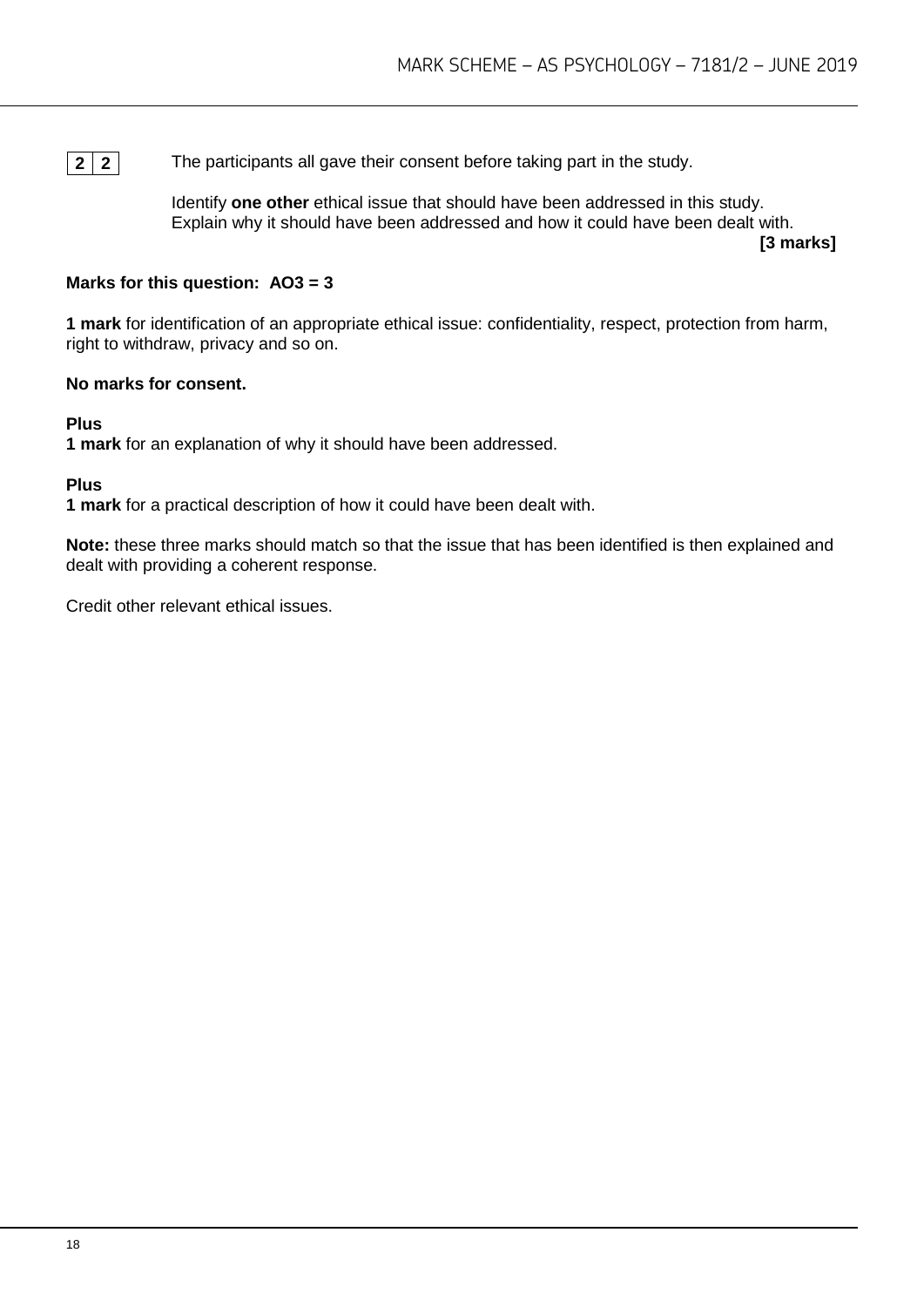**2 2** The participants all gave their consent before taking part in the study.

Identify **one other** ethical issue that should have been addressed in this study. Explain why it should have been addressed and how it could have been dealt with.

**[3 marks]**

**Marks for this question: AO3 = 3**

**1 mark** for identification of an appropriate ethical issue: confidentiality, respect, protection from harm, right to withdraw, privacy and so on.

**No marks for consent.**

**Plus**
**1 mark** for an explanation of why it should have been addressed.

**Plus**
**1 mark** for a practical description of how it could have been dealt with.

**Note:** these three marks should match so that the issue that has been identified is then explained and dealt with providing a coherent response.

Credit other relevant ethical issues.